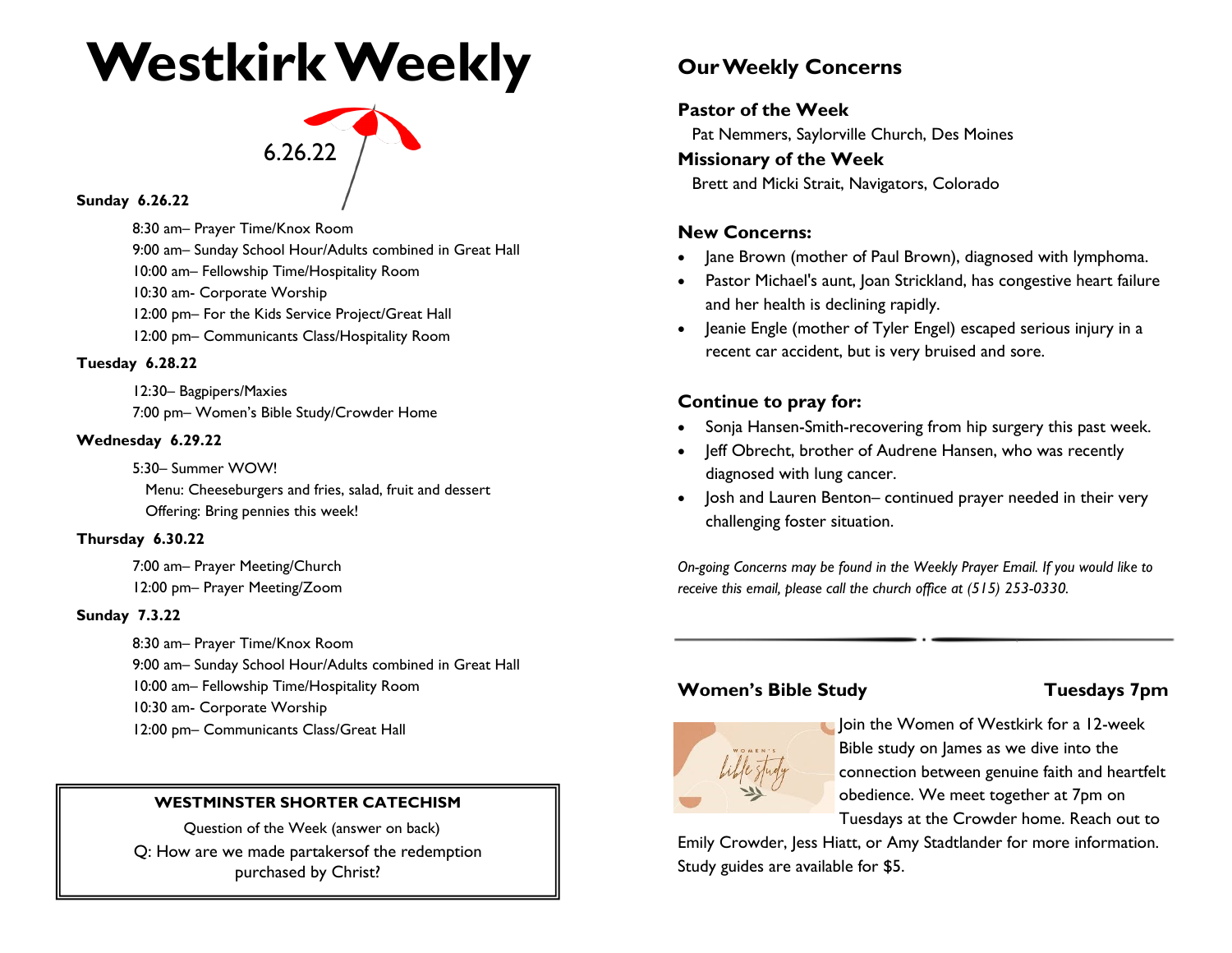# Westkirk Weekly

6.26.22

**Sunday 6.26.22**

8:30 am– Prayer Time/Knox Room
9:00 am– Sunday School Hour/Adults combined in Great Hall
10:00 am– Fellowship Time/Hospitality Room
10:30 am- Corporate Worship
12:00 pm– For the Kids Service Project/Great Hall
12:00 pm– Communicants Class/Hospitality Room

**Tuesday 6.28.22**

12:30– Bagpipers/Maxies
7:00 pm– Women's Bible Study/Crowder Home

**Wednesday 6.29.22**

5:30– Summer WOW!
Menu: Cheeseburgers and fries, salad, fruit and dessert
Offering: Bring pennies this week!

**Thursday 6.30.22**

7:00 am– Prayer Meeting/Church
12:00 pm– Prayer Meeting/Zoom

**Sunday 7.3.22**

8:30 am– Prayer Time/Knox Room
9:00 am– Sunday School Hour/Adults combined in Great Hall
10:00 am– Fellowship Time/Hospitality Room
10:30 am- Corporate Worship
12:00 pm– Communicants Class/Great Hall

**WESTMINSTER SHORTER CATECHISM**

Question of the Week (answer on back)

Q: How are we made partakersof the redemption purchased by Christ?

## Our Weekly Concerns

### Pastor of the Week

Pat Nemmers, Saylorville Church, Des Moines

### Missionary of the Week

Brett and Micki Strait, Navigators, Colorado

### New Concerns:

- Jane Brown (mother of Paul Brown), diagnosed with lymphoma.
- Pastor Michael's aunt, Joan Strickland, has congestive heart failure and her health is declining rapidly.
- Jeanie Engle (mother of Tyler Engel) escaped serious injury in a recent car accident, but is very bruised and sore.

### Continue to pray for:

- Sonja Hansen-Smith-recovering from hip surgery this past week.
- Jeff Obrecht, brother of Audrene Hansen, who was recently diagnosed with lung cancer.
- Josh and Lauren Benton– continued prayer needed in their very challenging foster situation.

*On-going Concerns may be found in the Weekly Prayer Email. If you would like to receive this email, please call the church office at (515) 253-0330.*

---

### Women's Bible Study — Tuesdays 7pm

Join the Women of Westkirk for a 12-week Bible study on James as we dive into the connection between genuine faith and heartfelt obedience. We meet together at 7pm on Tuesdays at the Crowder home. Reach out to Emily Crowder, Jess Hiatt, or Amy Stadtlander for more information. Study guides are available for $5.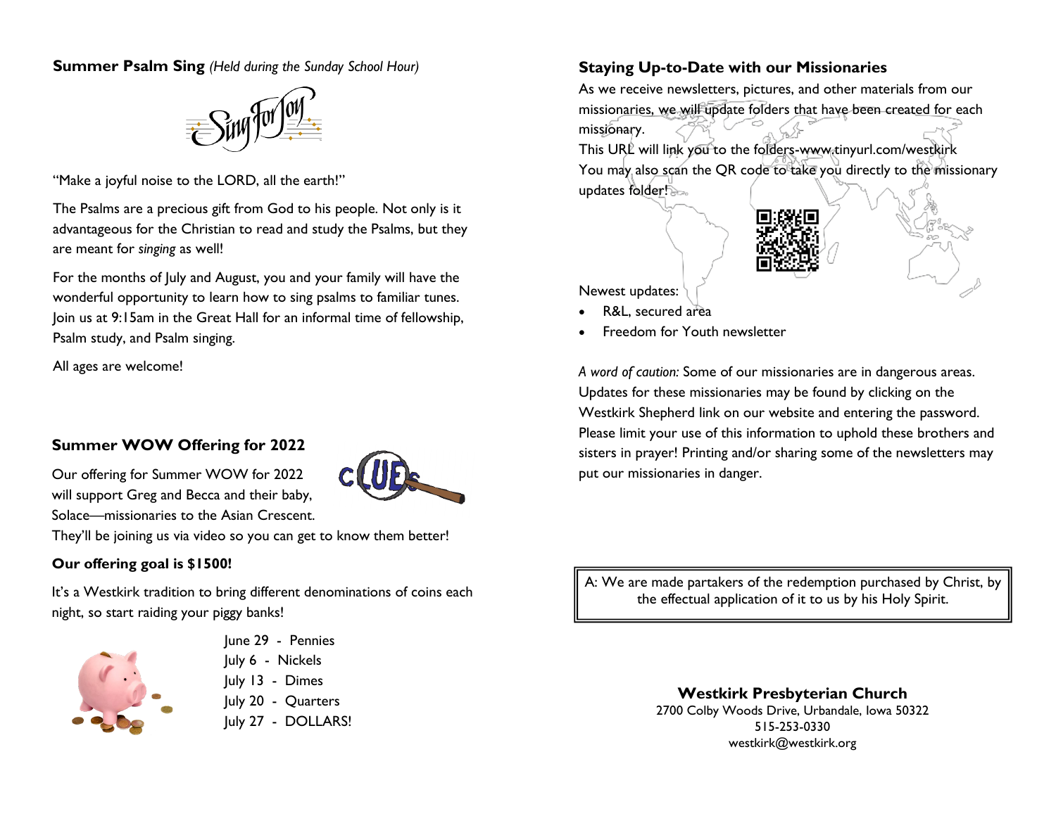## Summer Psalm Sing *(Held during the Sunday School Hour)*

"Make a joyful noise to the LORD, all the earth!"

The Psalms are a precious gift from God to his people. Not only is it advantageous for the Christian to read and study the Psalms, but they are meant for *singing* as well!

For the months of July and August, you and your family will have the wonderful opportunity to learn how to sing psalms to familiar tunes. Join us at 9:15am in the Great Hall for an informal time of fellowship, Psalm study, and Psalm singing.

All ages are welcome!

## Summer WOW Offering for 2022

Our offering for Summer WOW for 2022 will support Greg and Becca and their baby, Solace—missionaries to the Asian Crescent. They'll be joining us via video so you can get to know them better!

**Our offering goal is $1500!**

It's a Westkirk tradition to bring different denominations of coins each night, so start raiding your piggy banks!

June 29 - Pennies
July 6 - Nickels
July 13 - Dimes
July 20 - Quarters
July 27 - DOLLARS!

## Staying Up-to-Date with our Missionaries

As we receive newsletters, pictures, and other materials from our missionaries, we will update folders that have been created for each missionary.

This URL will link you to the folders-www.tinyurl.com/westkirk

You may also scan the QR code to take you directly to the missionary updates folder!

Newest updates:

- R&L, secured area
- Freedom for Youth newsletter

*A word of caution:* Some of our missionaries are in dangerous areas. Updates for these missionaries may be found by clicking on the Westkirk Shepherd link on our website and entering the password. Please limit your use of this information to uphold these brothers and sisters in prayer! Printing and/or sharing some of the newsletters may put our missionaries in danger.

A: We are made partakers of the redemption purchased by Christ, by the effectual application of it to us by his Holy Spirit.

**Westkirk Presbyterian Church**
2700 Colby Woods Drive, Urbandale, Iowa 50322
515-253-0330
westkirk@westkirk.org